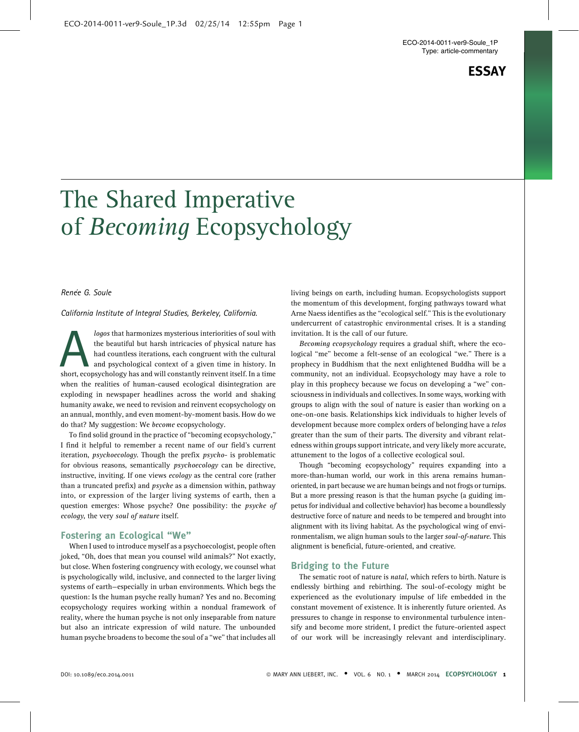ESSAY

# The Shared Imperative of *Becoming* Ecopsychology

*Renée G. Soule*

*California Institute of Integral Studies, Berkeley, California.*

A *logos* that harmonizes mysterious interiorities of soul with the beautiful but harsh intricacies of physical nature has had countless iterations, each congruent with the cultural and psychological context of a given time in history. In short, ecopsychology has and will constantly reinvent itself. In a time when the realities of human-caused ecological disintegration are exploding in newspaper headlines across the world and shaking humanity awake, we need to revision and reinvent ecopsychology on an annual, monthly, and even moment-by-moment basis. How do we do that? My suggestion: We *become* ecopsychology.

To find solid ground in the practice of "becoming ecopsychology," I find it helpful to remember a recent name of our field's current iteration, *psychoecology*. Though the prefix *psycho-* is problematic for obvious reasons, semantically *psychoecology* can be directive, instructive, inviting. If one views *ecology* as the central core (rather than a truncated prefix) and *psyche* as a dimension within, pathway into, or expression of the larger living systems of earth, then a question emerges: Whose psyche? One possibility: the *psyche of ecology*, the very *soul of nature* itself.

## Fostering an Ecological "We"

When I used to introduce myself as a psychoecologist, people often joked, "Oh, does that mean you counsel wild animals?" Not exactly, but close. When fostering congruency with ecology, we counsel what is psychologically wild, inclusive, and connected to the larger living systems of earth—especially in urban environments. Which begs the question: Is the human psyche really human? Yes and no. Becoming ecopsychology requires working within a nondual framework of reality, where the human psyche is not only inseparable from nature but also an intricate expression of wild nature. The unbounded human psyche broadens to become the soul of a "we" that includes all living beings on earth, including human. Ecopsychologists support the momentum of this development, forging pathways toward what Arne Naess identifies as the "ecological self." This is the evolutionary undercurrent of catastrophic environmental crises. It is a standing invitation. It is the call of our future.

*Becoming ecopsychology* requires a gradual shift, where the ecological "me" become a felt-sense of an ecological "we." There is a prophecy in Buddhism that the next enlightened Buddha will be a community, not an individual. Ecopsychology may have a role to play in this prophecy because we focus on developing a "we" consciousness in individuals and collectives. In some ways, working with groups to align with the soul of nature is easier than working on a one-on-one basis. Relationships kick individuals to higher levels of development because more complex orders of belonging have a *telos* greater than the sum of their parts. The diversity and vibrant relatedness within groups support intricate, and very likely more accurate, attunement to the logos of a collective ecological soul.

Though "becoming ecopsychology" requires expanding into a more-than-human world, our work in this arena remains human-oriented, in part because we are human beings and not frogs or turnips. But a more pressing reason is that the human psyche (a guiding impetus for individual and collective behavior) has become a boundlessly destructive force of nature and needs to be tempered and brought into alignment with its living habitat. As the psychological wing of environmentalism, we align human souls to the larger *soul-of-nature*. This alignment is beneficial, future-oriented, and creative.

## Bridging to the Future

The sematic root of nature is *natal*, which refers to birth. Nature is endlessly birthing and rebirthing. The soul-of-ecology might be experienced as the evolutionary impulse of life embedded in the constant movement of existence. It is inherently future oriented. As pressures to change in response to environmental turbulence intensify and become more strident, I predict the future-oriented aspect of our work will be increasingly relevant and interdisciplinary.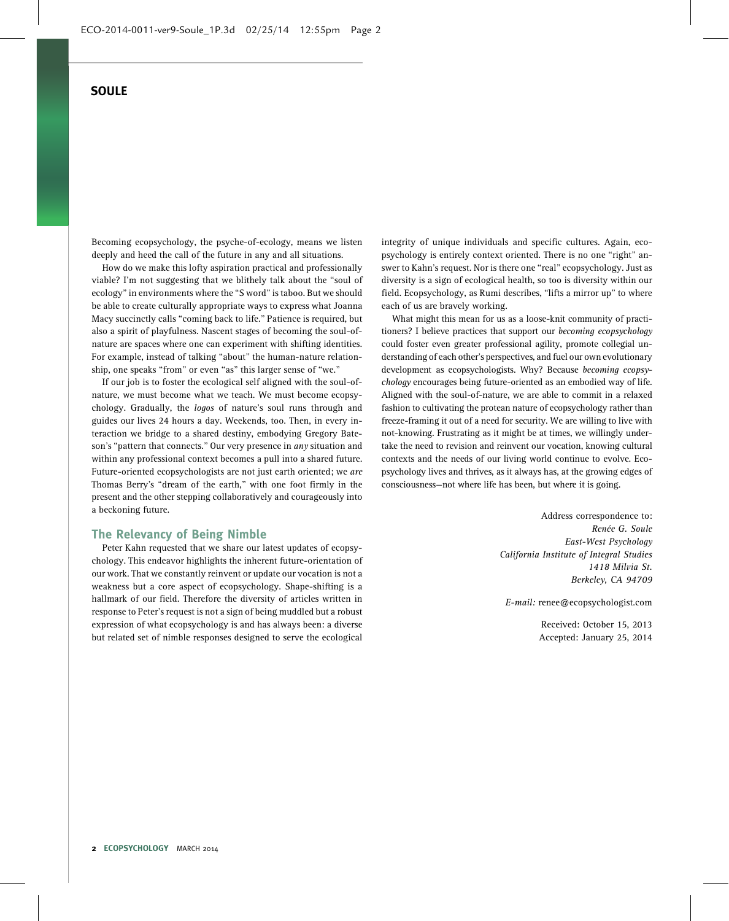Becoming ecopsychology, the psyche-of-ecology, means we listen deeply and heed the call of the future in any and all situations.

How do we make this lofty aspiration practical and professionally viable? I'm not suggesting that we blithely talk about the "soul of ecology" in environments where the "S word" is taboo. But we should be able to create culturally appropriate ways to express what Joanna Macy succinctly calls "coming back to life." Patience is required, but also a spirit of playfulness. Nascent stages of becoming the soul-of-nature are spaces where one can experiment with shifting identities. For example, instead of talking "about" the human-nature relationship, one speaks "from" or even "as" this larger sense of "we."

If our job is to foster the ecological self aligned with the soul-of-nature, we must become what we teach. We must become ecopsychology. Gradually, the *logos* of nature's soul runs through and guides our lives 24 hours a day. Weekends, too. Then, in every interaction we bridge to a shared destiny, embodying Gregory Bateson's "pattern that connects." Our very presence in *any* situation and within any professional context becomes a pull into a shared future. Future-oriented ecopsychologists are not just earth oriented; we *are* Thomas Berry's "dream of the earth," with one foot firmly in the present and the other stepping collaboratively and courageously into a beckoning future.

## The Relevancy of Being Nimble

Peter Kahn requested that we share our latest updates of ecopsychology. This endeavor highlights the inherent future-orientation of our work. That we constantly reinvent or update our vocation is not a weakness but a core aspect of ecopsychology. Shape-shifting is a hallmark of our field. Therefore the diversity of articles written in response to Peter's request is not a sign of being muddled but a robust expression of what ecopsychology is and has always been: a diverse but related set of nimble responses designed to serve the ecological integrity of unique individuals and specific cultures. Again, ecopsychology is entirely context oriented. There is no one "right" answer to Kahn's request. Nor is there one "real" ecopsychology. Just as diversity is a sign of ecological health, so too is diversity within our field. Ecopsychology, as Rumi describes, "lifts a mirror up" to where each of us are bravely working.

What might this mean for us as a loose-knit community of practitioners? I believe practices that support our *becoming ecopsychology* could foster even greater professional agility, promote collegial understanding of each other's perspectives, and fuel our own evolutionary development as ecopsychologists. Why? Because *becoming ecopsychology* encourages being future-oriented as an embodied way of life. Aligned with the soul-of-nature, we are able to commit in a relaxed fashion to cultivating the protean nature of ecopsychology rather than freeze-framing it out of a need for security. We are willing to live with not-knowing. Frustrating as it might be at times, we willingly undertake the need to revision and reinvent our vocation, knowing cultural contexts and the needs of our living world continue to evolve. Ecopsychology lives and thrives, as it always has, at the growing edges of consciousness—not where life has been, but where it is going.

Address correspondence to:
*Renée G. Soule*
*East-West Psychology*
*California Institute of Integral Studies*
*1418 Milvia St.*
*Berkeley, CA 94709*

*E-mail:* renee@ecopsychologist.com

Received: October 15, 2013
Accepted: January 25, 2014